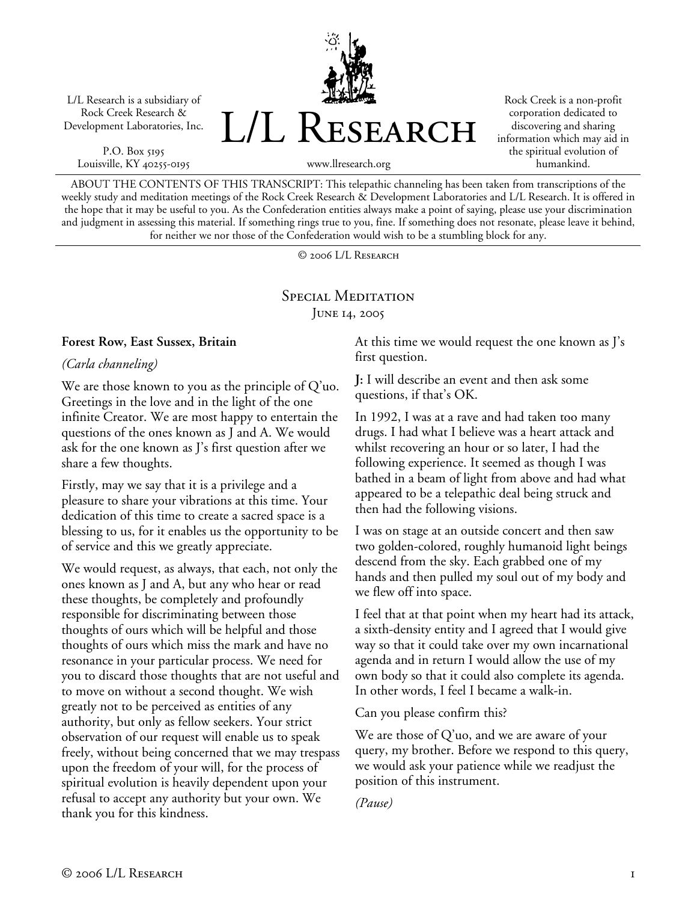L/L Research is a subsidiary of Rock Creek Research & Development Laboratories, Inc.

P.O. Box 5195
Louisville, KY 40255-0195

# L/L Research

www.llresearch.org

Rock Creek is a non-profit corporation dedicated to discovering and sharing information which may aid in the spiritual evolution of humankind.

ABOUT THE CONTENTS OF THIS TRANSCRIPT: This telepathic channeling has been taken from transcriptions of the weekly study and meditation meetings of the Rock Creek Research & Development Laboratories and L/L Research. It is offered in the hope that it may be useful to you. As the Confederation entities always make a point of saying, please use your discrimination and judgment in assessing this material. If something rings true to you, fine. If something does not resonate, please leave it behind, for neither we nor those of the Confederation would wish to be a stumbling block for any.

© 2006 L/L Research

## Special Meditation
### June 14, 2005

**Forest Row, East Sussex, Britain**

*(Carla channeling)*

We are those known to you as the principle of Q'uo. Greetings in the love and in the light of the one infinite Creator. We are most happy to entertain the questions of the ones known as J and A. We would ask for the one known as J's first question after we share a few thoughts.

Firstly, may we say that it is a privilege and a pleasure to share your vibrations at this time. Your dedication of this time to create a sacred space is a blessing to us, for it enables us the opportunity to be of service and this we greatly appreciate.

We would request, as always, that each, not only the ones known as J and A, but any who hear or read these thoughts, be completely and profoundly responsible for discriminating between those thoughts of ours which will be helpful and those thoughts of ours which miss the mark and have no resonance in your particular process. We need for you to discard those thoughts that are not useful and to move on without a second thought. We wish greatly not to be perceived as entities of any authority, but only as fellow seekers. Your strict observation of our request will enable us to speak freely, without being concerned that we may trespass upon the freedom of your will, for the process of spiritual evolution is heavily dependent upon your refusal to accept any authority but your own. We thank you for this kindness.

At this time we would request the one known as J's first question.

**J:** I will describe an event and then ask some questions, if that's OK.

In 1992, I was at a rave and had taken too many drugs. I had what I believe was a heart attack and whilst recovering an hour or so later, I had the following experience. It seemed as though I was bathed in a beam of light from above and had what appeared to be a telepathic deal being struck and then had the following visions.

I was on stage at an outside concert and then saw two golden-colored, roughly humanoid light beings descend from the sky. Each grabbed one of my hands and then pulled my soul out of my body and we flew off into space.

I feel that at that point when my heart had its attack, a sixth-density entity and I agreed that I would give way so that it could take over my own incarnational agenda and in return I would allow the use of my own body so that it could also complete its agenda. In other words, I feel I became a walk-in.

Can you please confirm this?

We are those of Q'uo, and we are aware of your query, my brother. Before we respond to this query, we would ask your patience while we readjust the position of this instrument.

*(Pause)*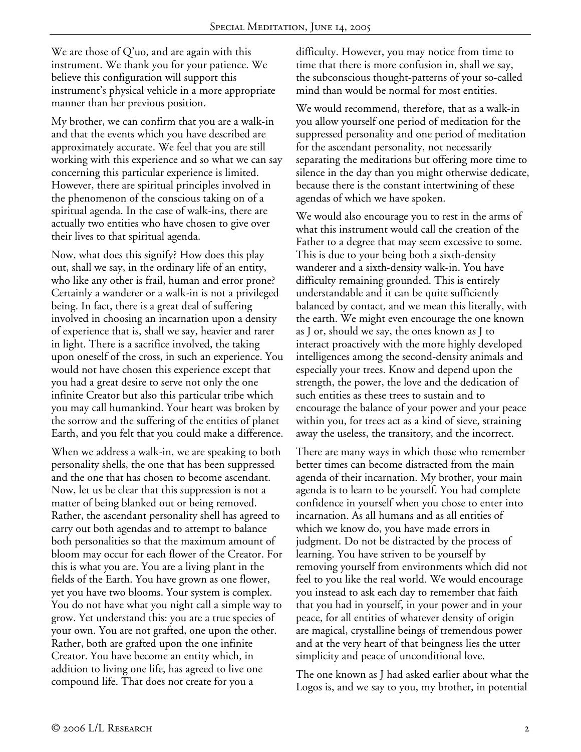We are those of Q'uo, and are again with this instrument. We thank you for your patience. We believe this configuration will support this instrument's physical vehicle in a more appropriate manner than her previous position.

My brother, we can confirm that you are a walk-in and that the events which you have described are approximately accurate. We feel that you are still working with this experience and so what we can say concerning this particular experience is limited. However, there are spiritual principles involved in the phenomenon of the conscious taking on of a spiritual agenda. In the case of walk-ins, there are actually two entities who have chosen to give over their lives to that spiritual agenda.

Now, what does this signify? How does this play out, shall we say, in the ordinary life of an entity, who like any other is frail, human and error prone? Certainly a wanderer or a walk-in is not a privileged being. In fact, there is a great deal of suffering involved in choosing an incarnation upon a density of experience that is, shall we say, heavier and rarer in light. There is a sacrifice involved, the taking upon oneself of the cross, in such an experience. You would not have chosen this experience except that you had a great desire to serve not only the one infinite Creator but also this particular tribe which you may call humankind. Your heart was broken by the sorrow and the suffering of the entities of planet Earth, and you felt that you could make a difference.

When we address a walk-in, we are speaking to both personality shells, the one that has been suppressed and the one that has chosen to become ascendant. Now, let us be clear that this suppression is not a matter of being blanked out or being removed. Rather, the ascendant personality shell has agreed to carry out both agendas and to attempt to balance both personalities so that the maximum amount of bloom may occur for each flower of the Creator. For this is what you are. You are a living plant in the fields of the Earth. You have grown as one flower, yet you have two blooms. Your system is complex. You do not have what you night call a simple way to grow. Yet understand this: you are a true species of your own. You are not grafted, one upon the other. Rather, both are grafted upon the one infinite Creator. You have become an entity which, in addition to living one life, has agreed to live one compound life. That does not create for you a difficulty. However, you may notice from time to time that there is more confusion in, shall we say, the subconscious thought-patterns of your so-called mind than would be normal for most entities.

We would recommend, therefore, that as a walk-in you allow yourself one period of meditation for the suppressed personality and one period of meditation for the ascendant personality, not necessarily separating the meditations but offering more time to silence in the day than you might otherwise dedicate, because there is the constant intertwining of these agendas of which we have spoken.

We would also encourage you to rest in the arms of what this instrument would call the creation of the Father to a degree that may seem excessive to some. This is due to your being both a sixth-density wanderer and a sixth-density walk-in. You have difficulty remaining grounded. This is entirely understandable and it can be quite sufficiently balanced by contact, and we mean this literally, with the earth. We might even encourage the one known as J or, should we say, the ones known as J to interact proactively with the more highly developed intelligences among the second-density animals and especially your trees. Know and depend upon the strength, the power, the love and the dedication of such entities as these trees to sustain and to encourage the balance of your power and your peace within you, for trees act as a kind of sieve, straining away the useless, the transitory, and the incorrect.

There are many ways in which those who remember better times can become distracted from the main agenda of their incarnation. My brother, your main agenda is to learn to be yourself. You had complete confidence in yourself when you chose to enter into incarnation. As all humans and as all entities of which we know do, you have made errors in judgment. Do not be distracted by the process of learning. You have striven to be yourself by removing yourself from environments which did not feel to you like the real world. We would encourage you instead to ask each day to remember that faith that you had in yourself, in your power and in your peace, for all entities of whatever density of origin are magical, crystalline beings of tremendous power and at the very heart of that beingness lies the utter simplicity and peace of unconditional love.

The one known as J had asked earlier about what the Logos is, and we say to you, my brother, in potential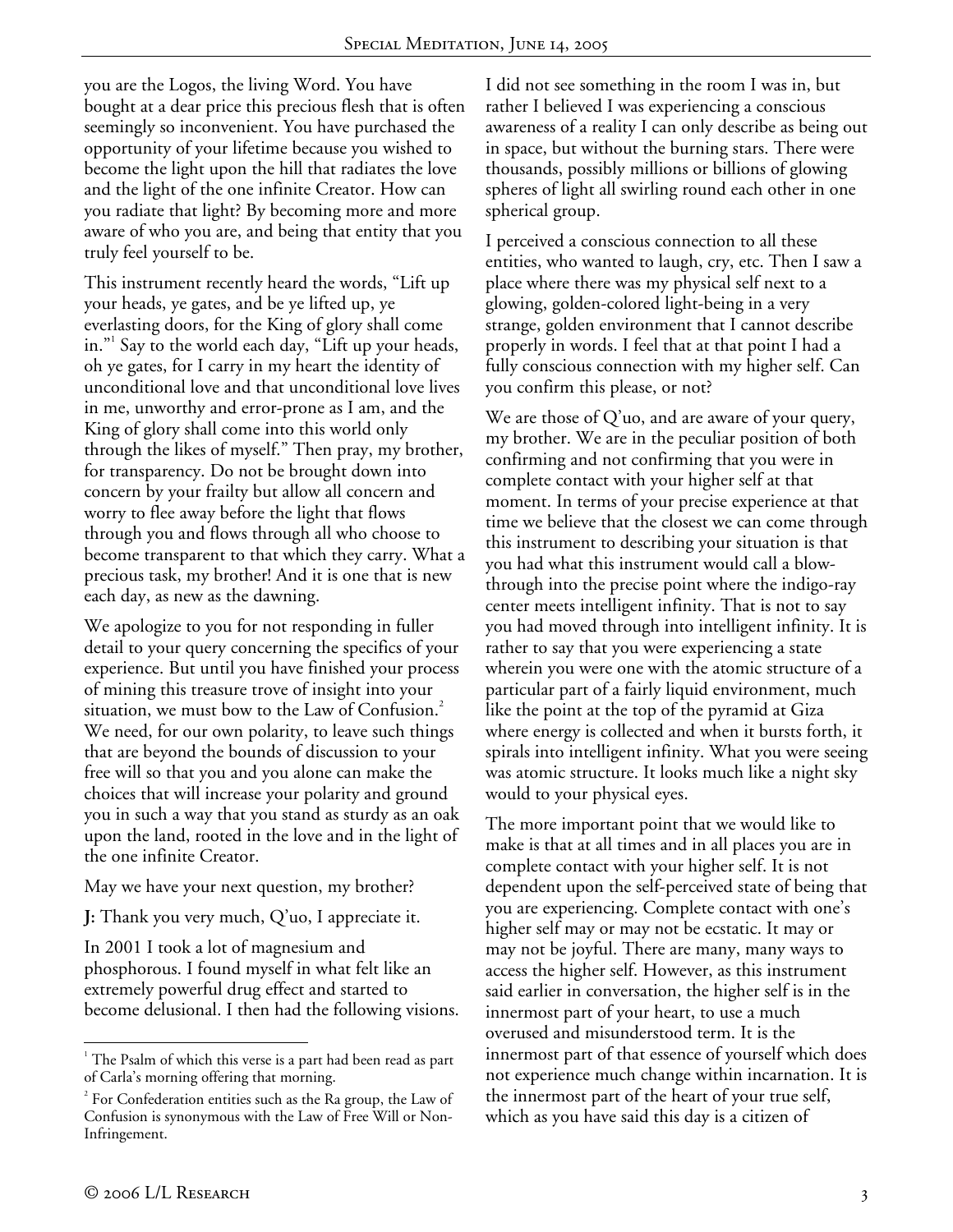you are the Logos, the living Word. You have bought at a dear price this precious flesh that is often seemingly so inconvenient. You have purchased the opportunity of your lifetime because you wished to become the light upon the hill that radiates the love and the light of the one infinite Creator. How can you radiate that light? By becoming more and more aware of who you are, and being that entity that you truly feel yourself to be.

This instrument recently heard the words, "Lift up your heads, ye gates, and be ye lifted up, ye everlasting doors, for the King of glory shall come in."[1] Say to the world each day, "Lift up your heads, oh ye gates, for I carry in my heart the identity of unconditional love and that unconditional love lives in me, unworthy and error-prone as I am, and the King of glory shall come into this world only through the likes of myself." Then pray, my brother, for transparency. Do not be brought down into concern by your frailty but allow all concern and worry to flee away before the light that flows through you and flows through all who choose to become transparent to that which they carry. What a precious task, my brother! And it is one that is new each day, as new as the dawning.

We apologize to you for not responding in fuller detail to your query concerning the specifics of your experience. But until you have finished your process of mining this treasure trove of insight into your situation, we must bow to the Law of Confusion.[2] We need, for our own polarity, to leave such things that are beyond the bounds of discussion to your free will so that you and you alone can make the choices that will increase your polarity and ground you in such a way that you stand as sturdy as an oak upon the land, rooted in the love and in the light of the one infinite Creator.

May we have your next question, my brother?

**J:** Thank you very much, Q'uo, I appreciate it.

In 2001 I took a lot of magnesium and phosphorous. I found myself in what felt like an extremely powerful drug effect and started to become delusional. I then had the following visions. I did not see something in the room I was in, but rather I believed I was experiencing a conscious awareness of a reality I can only describe as being out in space, but without the burning stars. There were thousands, possibly millions or billions of glowing spheres of light all swirling round each other in one spherical group.

I perceived a conscious connection to all these entities, who wanted to laugh, cry, etc. Then I saw a place where there was my physical self next to a glowing, golden-colored light-being in a very strange, golden environment that I cannot describe properly in words. I feel that at that point I had a fully conscious connection with my higher self. Can you confirm this please, or not?

We are those of Q'uo, and are aware of your query, my brother. We are in the peculiar position of both confirming and not confirming that you were in complete contact with your higher self at that moment. In terms of your precise experience at that time we believe that the closest we can come through this instrument to describing your situation is that you had what this instrument would call a blow-through into the precise point where the indigo-ray center meets intelligent infinity. That is not to say you had moved through into intelligent infinity. It is rather to say that you were experiencing a state wherein you were one with the atomic structure of a particular part of a fairly liquid environment, much like the point at the top of the pyramid at Giza where energy is collected and when it bursts forth, it spirals into intelligent infinity. What you were seeing was atomic structure. It looks much like a night sky would to your physical eyes.

The more important point that we would like to make is that at all times and in all places you are in complete contact with your higher self. It is not dependent upon the self-perceived state of being that you are experiencing. Complete contact with one's higher self may or may not be ecstatic. It may or may not be joyful. There are many, many ways to access the higher self. However, as this instrument said earlier in conversation, the higher self is in the innermost part of your heart, to use a much overused and misunderstood term. It is the innermost part of that essence of yourself which does not experience much change within incarnation. It is the innermost part of the heart of your true self, which as you have said this day is a citizen of

---

[1] The Psalm of which this verse is a part had been read as part of Carla's morning offering that morning.

[2] For Confederation entities such as the Ra group, the Law of Confusion is synonymous with the Law of Free Will or Non-Infringement.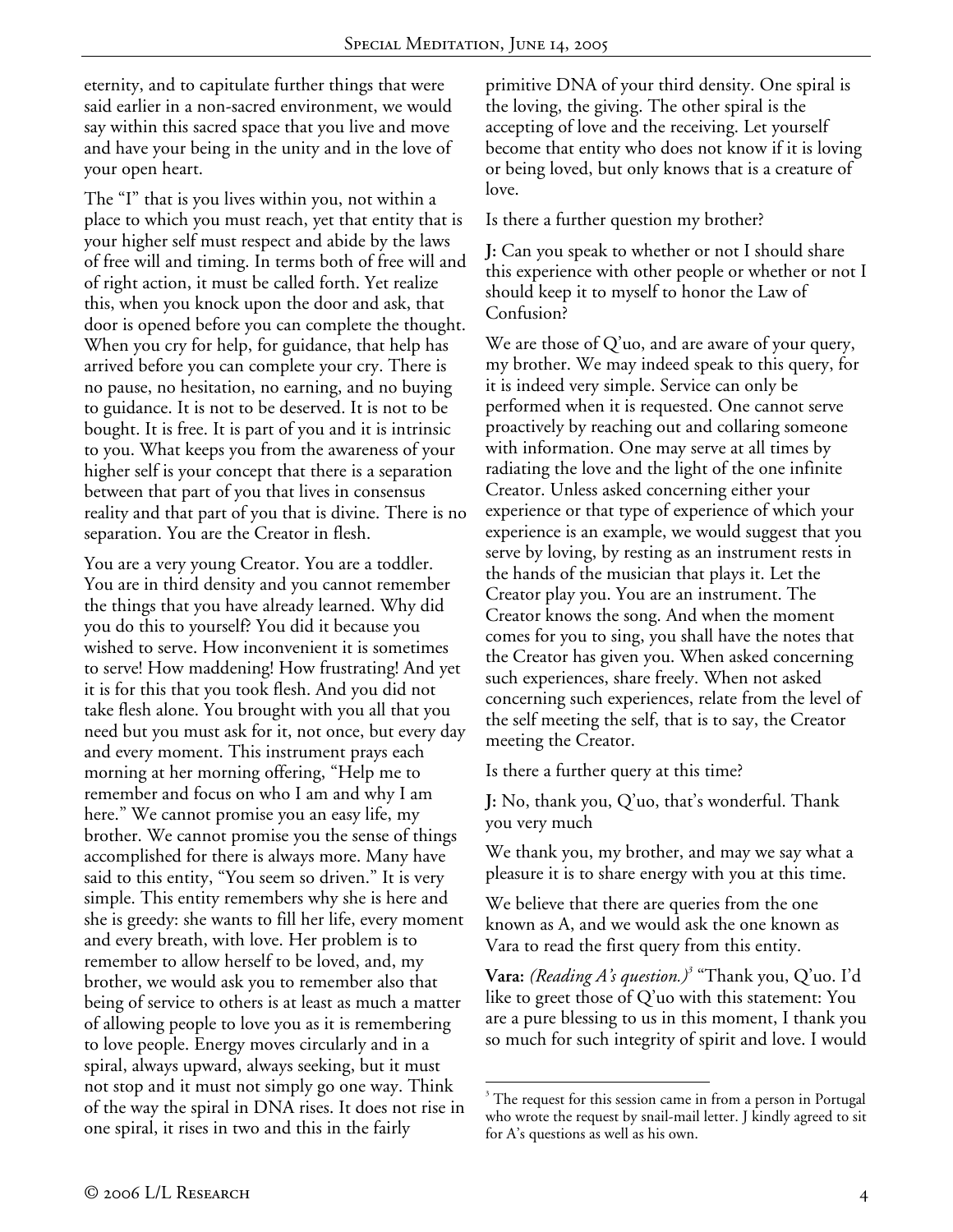eternity, and to capitulate further things that were said earlier in a non-sacred environment, we would say within this sacred space that you live and move and have your being in the unity and in the love of your open heart.

The "I" that is you lives within you, not within a place to which you must reach, yet that entity that is your higher self must respect and abide by the laws of free will and timing. In terms both of free will and of right action, it must be called forth. Yet realize this, when you knock upon the door and ask, that door is opened before you can complete the thought. When you cry for help, for guidance, that help has arrived before you can complete your cry. There is no pause, no hesitation, no earning, and no buying to guidance. It is not to be deserved. It is not to be bought. It is free. It is part of you and it is intrinsic to you. What keeps you from the awareness of your higher self is your concept that there is a separation between that part of you that lives in consensus reality and that part of you that is divine. There is no separation. You are the Creator in flesh.

You are a very young Creator. You are a toddler. You are in third density and you cannot remember the things that you have already learned. Why did you do this to yourself? You did it because you wished to serve. How inconvenient it is sometimes to serve! How maddening! How frustrating! And yet it is for this that you took flesh. And you did not take flesh alone. You brought with you all that you need but you must ask for it, not once, but every day and every moment. This instrument prays each morning at her morning offering, "Help me to remember and focus on who I am and why I am here." We cannot promise you an easy life, my brother. We cannot promise you the sense of things accomplished for there is always more. Many have said to this entity, "You seem so driven." It is very simple. This entity remembers why she is here and she is greedy: she wants to fill her life, every moment and every breath, with love. Her problem is to remember to allow herself to be loved, and, my brother, we would ask you to remember also that being of service to others is at least as much a matter of allowing people to love you as it is remembering to love people. Energy moves circularly and in a spiral, always upward, always seeking, but it must not stop and it must not simply go one way. Think of the way the spiral in DNA rises. It does not rise in one spiral, it rises in two and this in the fairly primitive DNA of your third density. One spiral is the loving, the giving. The other spiral is the accepting of love and the receiving. Let yourself become that entity who does not know if it is loving or being loved, but only knows that is a creature of love.

Is there a further question my brother?

**J:** Can you speak to whether or not I should share this experience with other people or whether or not I should keep it to myself to honor the Law of Confusion?

We are those of Q'uo, and are aware of your query, my brother. We may indeed speak to this query, for it is indeed very simple. Service can only be performed when it is requested. One cannot serve proactively by reaching out and collaring someone with information. One may serve at all times by radiating the love and the light of the one infinite Creator. Unless asked concerning either your experience or that type of experience of which your experience is an example, we would suggest that you serve by loving, by resting as an instrument rests in the hands of the musician that plays it. Let the Creator play you. You are an instrument. The Creator knows the song. And when the moment comes for you to sing, you shall have the notes that the Creator has given you. When asked concerning such experiences, share freely. When not asked concerning such experiences, relate from the level of the self meeting the self, that is to say, the Creator meeting the Creator.

Is there a further query at this time?

**J:** No, thank you, Q'uo, that's wonderful. Thank you very much

We thank you, my brother, and may we say what a pleasure it is to share energy with you at this time.

We believe that there are queries from the one known as A, and we would ask the one known as Vara to read the first query from this entity.

**Vara:** *(Reading A's question.)*[3] "Thank you, Q'uo. I'd like to greet those of Q'uo with this statement: You are a pure blessing to us in this moment, I thank you so much for such integrity of spirit and love. I would

[3] The request for this session came in from a person in Portugal who wrote the request by snail-mail letter. J kindly agreed to sit for A's questions as well as his own.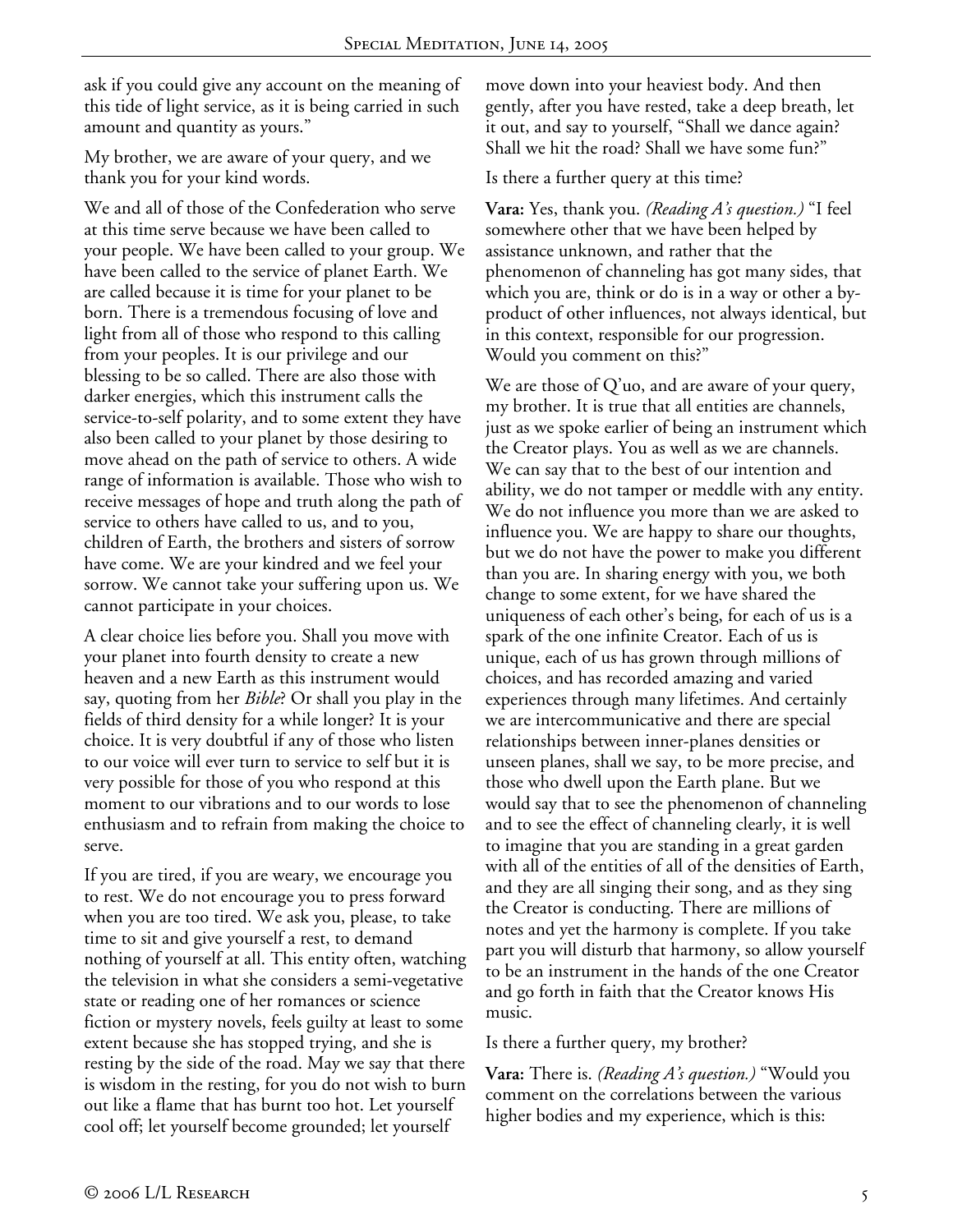ask if you could give any account on the meaning of this tide of light service, as it is being carried in such amount and quantity as yours."

My brother, we are aware of your query, and we thank you for your kind words.

We and all of those of the Confederation who serve at this time serve because we have been called to your people. We have been called to your group. We have been called to the service of planet Earth. We are called because it is time for your planet to be born. There is a tremendous focusing of love and light from all of those who respond to this calling from your peoples. It is our privilege and our blessing to be so called. There are also those with darker energies, which this instrument calls the service-to-self polarity, and to some extent they have also been called to your planet by those desiring to move ahead on the path of service to others. A wide range of information is available. Those who wish to receive messages of hope and truth along the path of service to others have called to us, and to you, children of Earth, the brothers and sisters of sorrow have come. We are your kindred and we feel your sorrow. We cannot take your suffering upon us. We cannot participate in your choices.

A clear choice lies before you. Shall you move with your planet into fourth density to create a new heaven and a new Earth as this instrument would say, quoting from her *Bible*? Or shall you play in the fields of third density for a while longer? It is your choice. It is very doubtful if any of those who listen to our voice will ever turn to service to self but it is very possible for those of you who respond at this moment to our vibrations and to our words to lose enthusiasm and to refrain from making the choice to serve.

If you are tired, if you are weary, we encourage you to rest. We do not encourage you to press forward when you are too tired. We ask you, please, to take time to sit and give yourself a rest, to demand nothing of yourself at all. This entity often, watching the television in what she considers a semi-vegetative state or reading one of her romances or science fiction or mystery novels, feels guilty at least to some extent because she has stopped trying, and she is resting by the side of the road. May we say that there is wisdom in the resting, for you do not wish to burn out like a flame that has burnt too hot. Let yourself cool off; let yourself become grounded; let yourself move down into your heaviest body. And then gently, after you have rested, take a deep breath, let it out, and say to yourself, "Shall we dance again? Shall we hit the road? Shall we have some fun?"

Is there a further query at this time?

**Vara:** Yes, thank you. *(Reading A's question.)* "I feel somewhere other that we have been helped by assistance unknown, and rather that the phenomenon of channeling has got many sides, that which you are, think or do is in a way or other a by-product of other influences, not always identical, but in this context, responsible for our progression. Would you comment on this?"

We are those of Q'uo, and are aware of your query, my brother. It is true that all entities are channels, just as we spoke earlier of being an instrument which the Creator plays. You as well as we are channels. We can say that to the best of our intention and ability, we do not tamper or meddle with any entity. We do not influence you more than we are asked to influence you. We are happy to share our thoughts, but we do not have the power to make you different than you are. In sharing energy with you, we both change to some extent, for we have shared the uniqueness of each other's being, for each of us is a spark of the one infinite Creator. Each of us is unique, each of us has grown through millions of choices, and has recorded amazing and varied experiences through many lifetimes. And certainly we are intercommunicative and there are special relationships between inner-planes densities or unseen planes, shall we say, to be more precise, and those who dwell upon the Earth plane. But we would say that to see the phenomenon of channeling and to see the effect of channeling clearly, it is well to imagine that you are standing in a great garden with all of the entities of all of the densities of Earth, and they are all singing their song, and as they sing the Creator is conducting. There are millions of notes and yet the harmony is complete. If you take part you will disturb that harmony, so allow yourself to be an instrument in the hands of the one Creator and go forth in faith that the Creator knows His music.

Is there a further query, my brother?

**Vara:** There is. *(Reading A's question.)* "Would you comment on the correlations between the various higher bodies and my experience, which is this: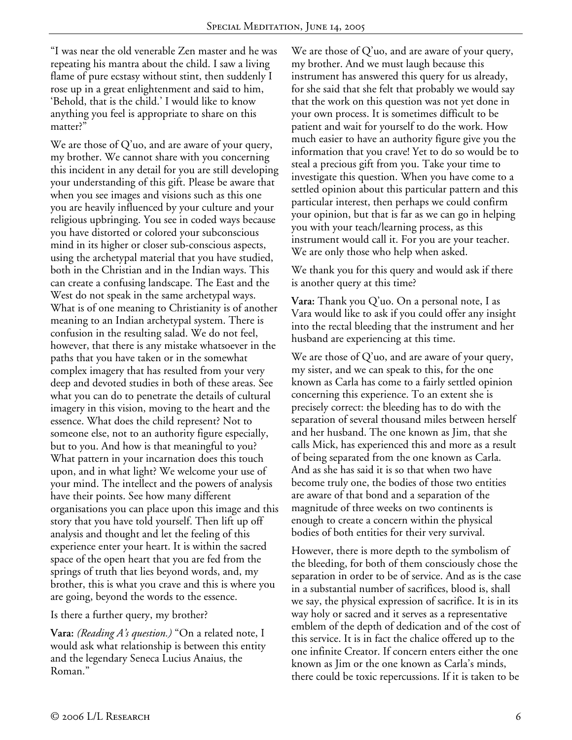"I was near the old venerable Zen master and he was repeating his mantra about the child. I saw a living flame of pure ecstasy without stint, then suddenly I rose up in a great enlightenment and said to him, 'Behold, that is the child.' I would like to know anything you feel is appropriate to share on this matter?"

We are those of Q'uo, and are aware of your query, my brother. We cannot share with you concerning this incident in any detail for you are still developing your understanding of this gift. Please be aware that when you see images and visions such as this one you are heavily influenced by your culture and your religious upbringing. You see in coded ways because you have distorted or colored your subconscious mind in its higher or closer sub-conscious aspects, using the archetypal material that you have studied, both in the Christian and in the Indian ways. This can create a confusing landscape. The East and the West do not speak in the same archetypal ways. What is of one meaning to Christianity is of another meaning to an Indian archetypal system. There is confusion in the resulting salad. We do not feel, however, that there is any mistake whatsoever in the paths that you have taken or in the somewhat complex imagery that has resulted from your very deep and devoted studies in both of these areas. See what you can do to penetrate the details of cultural imagery in this vision, moving to the heart and the essence. What does the child represent? Not to someone else, not to an authority figure especially, but to you. And how is that meaningful to you? What pattern in your incarnation does this touch upon, and in what light? We welcome your use of your mind. The intellect and the powers of analysis have their points. See how many different organisations you can place upon this image and this story that you have told yourself. Then lift up off analysis and thought and let the feeling of this experience enter your heart. It is within the sacred space of the open heart that you are fed from the springs of truth that lies beyond words, and, my brother, this is what you crave and this is where you are going, beyond the words to the essence.

Is there a further query, my brother?

**Vara:** *(Reading A's question.)* "On a related note, I would ask what relationship is between this entity and the legendary Seneca Lucius Anaius, the Roman."

We are those of Q'uo, and are aware of your query, my brother. And we must laugh because this instrument has answered this query for us already, for she said that she felt that probably we would say that the work on this question was not yet done in your own process. It is sometimes difficult to be patient and wait for yourself to do the work. How much easier to have an authority figure give you the information that you crave! Yet to do so would be to steal a precious gift from you. Take your time to investigate this question. When you have come to a settled opinion about this particular pattern and this particular interest, then perhaps we could confirm your opinion, but that is far as we can go in helping you with your teach/learning process, as this instrument would call it. For you are your teacher. We are only those who help when asked.

We thank you for this query and would ask if there is another query at this time?

**Vara:** Thank you Q'uo. On a personal note, I as Vara would like to ask if you could offer any insight into the rectal bleeding that the instrument and her husband are experiencing at this time.

We are those of Q'uo, and are aware of your query, my sister, and we can speak to this, for the one known as Carla has come to a fairly settled opinion concerning this experience. To an extent she is precisely correct: the bleeding has to do with the separation of several thousand miles between herself and her husband. The one known as Jim, that she calls Mick, has experienced this and more as a result of being separated from the one known as Carla. And as she has said it is so that when two have become truly one, the bodies of those two entities are aware of that bond and a separation of the magnitude of three weeks on two continents is enough to create a concern within the physical bodies of both entities for their very survival.

However, there is more depth to the symbolism of the bleeding, for both of them consciously chose the separation in order to be of service. And as is the case in a substantial number of sacrifices, blood is, shall we say, the physical expression of sacrifice. It is in its way holy or sacred and it serves as a representative emblem of the depth of dedication and of the cost of this service. It is in fact the chalice offered up to the one infinite Creator. If concern enters either the one known as Jim or the one known as Carla's minds, there could be toxic repercussions. If it is taken to be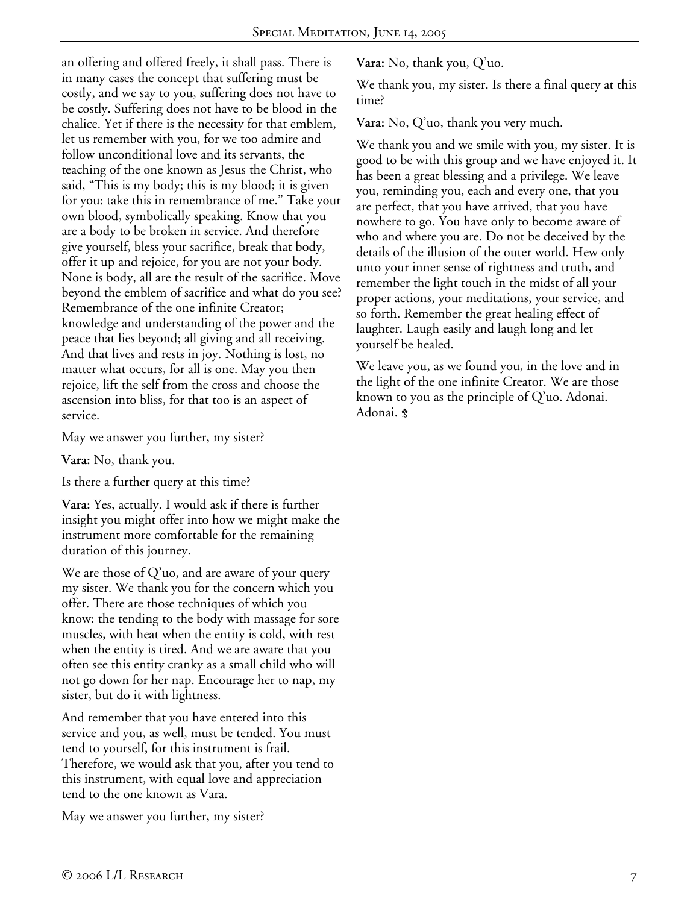an offering and offered freely, it shall pass. There is in many cases the concept that suffering must be costly, and we say to you, suffering does not have to be costly. Suffering does not have to be blood in the chalice. Yet if there is the necessity for that emblem, let us remember with you, for we too admire and follow unconditional love and its servants, the teaching of the one known as Jesus the Christ, who said, "This is my body; this is my blood; it is given for you: take this in remembrance of me." Take your own blood, symbolically speaking. Know that you are a body to be broken in service. And therefore give yourself, bless your sacrifice, break that body, offer it up and rejoice, for you are not your body. None is body, all are the result of the sacrifice. Move beyond the emblem of sacrifice and what do you see? Remembrance of the one infinite Creator; knowledge and understanding of the power and the peace that lies beyond; all giving and all receiving. And that lives and rests in joy. Nothing is lost, no matter what occurs, for all is one. May you then rejoice, lift the self from the cross and choose the ascension into bliss, for that too is an aspect of service.

May we answer you further, my sister?

**Vara:** No, thank you.

Is there a further query at this time?

**Vara:** Yes, actually. I would ask if there is further insight you might offer into how we might make the instrument more comfortable for the remaining duration of this journey.

We are those of Q'uo, and are aware of your query my sister. We thank you for the concern which you offer. There are those techniques of which you know: the tending to the body with massage for sore muscles, with heat when the entity is cold, with rest when the entity is tired. And we are aware that you often see this entity cranky as a small child who will not go down for her nap. Encourage her to nap, my sister, but do it with lightness.

And remember that you have entered into this service and you, as well, must be tended. You must tend to yourself, for this instrument is frail. Therefore, we would ask that you, after you tend to this instrument, with equal love and appreciation tend to the one known as Vara.

May we answer you further, my sister?

**Vara:** No, thank you, Q'uo.

We thank you, my sister. Is there a final query at this time?

**Vara:** No, Q'uo, thank you very much.

We thank you and we smile with you, my sister. It is good to be with this group and we have enjoyed it. It has been a great blessing and a privilege. We leave you, reminding you, each and every one, that you are perfect, that you have arrived, that you have nowhere to go. You have only to become aware of who and where you are. Do not be deceived by the details of the illusion of the outer world. Hew only unto your inner sense of rightness and truth, and remember the light touch in the midst of all your proper actions, your meditations, your service, and so forth. Remember the great healing effect of laughter. Laugh easily and laugh long and let yourself be healed.

We leave you, as we found you, in the love and in the light of the one infinite Creator. We are those known to you as the principle of Q'uo. Adonai. Adonai. ♣